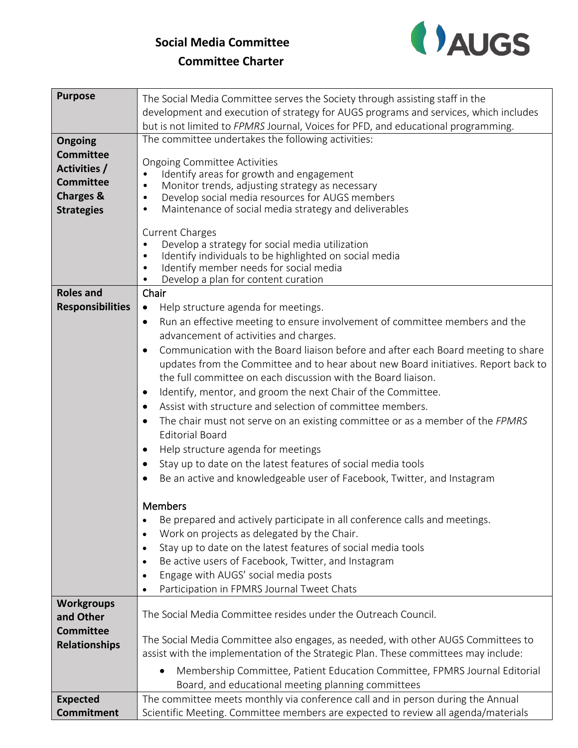# Social Media Committee
## Committee Charter

| | |
|---|---|
| **Purpose** | The Social Media Committee serves the Society through assisting staff in the development and execution of strategy for AUGS programs and services, which includes but is not limited to *FPMRS* Journal, Voices for PFD, and educational programming. |
| **Ongoing Committee Activities / Committee Charges & Strategies** | The committee undertakes the following activities:<br><br>Ongoing Committee Activities<br>• Identify areas for growth and engagement<br>• Monitor trends, adjusting strategy as necessary<br>• Develop social media resources for AUGS members<br>• Maintenance of social media strategy and deliverables<br><br>Current Charges<br>• Develop a strategy for social media utilization<br>• Identify individuals to be highlighted on social media<br>• Identify member needs for social media<br>• Develop a plan for content curation |
| **Roles and Responsibilities** | Chair<br>• Help structure agenda for meetings.<br>• Run an effective meeting to ensure involvement of committee members and the advancement of activities and charges.<br>• Communication with the Board liaison before and after each Board meeting to share updates from the Committee and to hear about new Board initiatives. Report back to the full committee on each discussion with the Board liaison.<br>• Identify, mentor, and groom the next Chair of the Committee.<br>• Assist with structure and selection of committee members.<br>• The chair must not serve on an existing committee or as a member of the *FPMRS* Editorial Board<br>• Help structure agenda for meetings<br>• Stay up to date on the latest features of social media tools<br>• Be an active and knowledgeable user of Facebook, Twitter, and Instagram<br><br>Members<br>• Be prepared and actively participate in all conference calls and meetings.<br>• Work on projects as delegated by the Chair.<br>• Stay up to date on the latest features of social media tools<br>• Be active users of Facebook, Twitter, and Instagram<br>• Engage with AUGS' social media posts<br>• Participation in FPMRS Journal Tweet Chats |
| **Workgroups and Other Committee Relationships** | The Social Media Committee resides under the Outreach Council.<br><br>The Social Media Committee also engages, as needed, with other AUGS Committees to assist with the implementation of the Strategic Plan. These committees may include:<br>• Membership Committee, Patient Education Committee, FPMRS Journal Editorial Board, and educational meeting planning committees |
| **Expected Commitment** | The committee meets monthly via conference call and in person during the Annual Scientific Meeting. Committee members are expected to review all agenda/materials |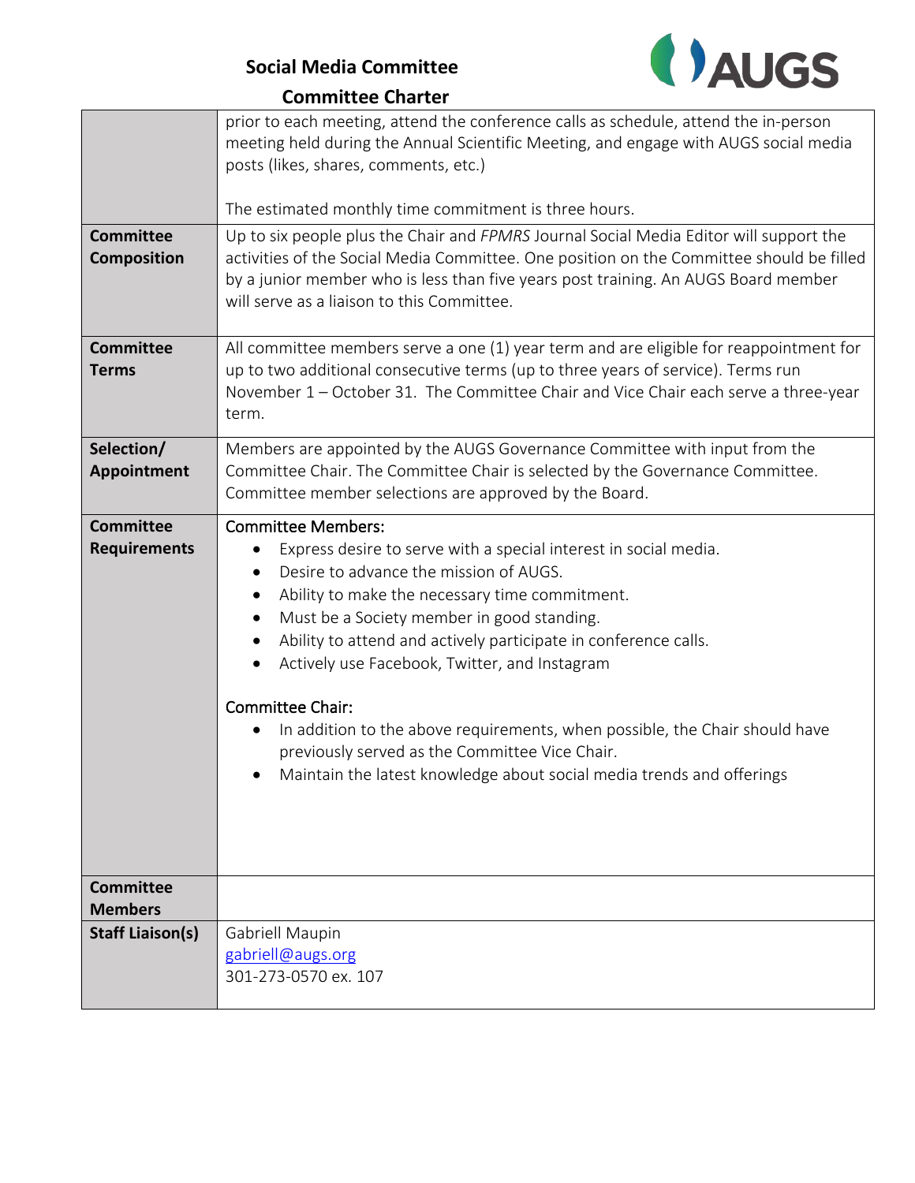## Social Media Committee

## Committee Charter

| | |
|---|---|
| | prior to each meeting, attend the conference calls as schedule, attend the in-person meeting held during the Annual Scientific Meeting, and engage with AUGS social media posts (likes, shares, comments, etc.)<br><br>The estimated monthly time commitment is three hours. |
| **Committee Composition** | Up to six people plus the Chair and *FPMRS* Journal Social Media Editor will support the activities of the Social Media Committee. One position on the Committee should be filled by a junior member who is less than five years post training. An AUGS Board member will serve as a liaison to this Committee. |
| **Committee Terms** | All committee members serve a one (1) year term and are eligible for reappointment for up to two additional consecutive terms (up to three years of service). Terms run November 1 – October 31. The Committee Chair and Vice Chair each serve a three-year term. |
| **Selection/ Appointment** | Members are appointed by the AUGS Governance Committee with input from the Committee Chair. The Committee Chair is selected by the Governance Committee. Committee member selections are approved by the Board. |
| **Committee Requirements** | Committee Members:<br>• Express desire to serve with a special interest in social media.<br>• Desire to advance the mission of AUGS.<br>• Ability to make the necessary time commitment.<br>• Must be a Society member in good standing.<br>• Ability to attend and actively participate in conference calls.<br>• Actively use Facebook, Twitter, and Instagram<br><br>Committee Chair:<br>• In addition to the above requirements, when possible, the Chair should have previously served as the Committee Vice Chair.<br>• Maintain the latest knowledge about social media trends and offerings |
| **Committee Members** | |
| **Staff Liaison(s)** | Gabriell Maupin<br>gabriell@augs.org<br>301-273-0570 ex. 107 |